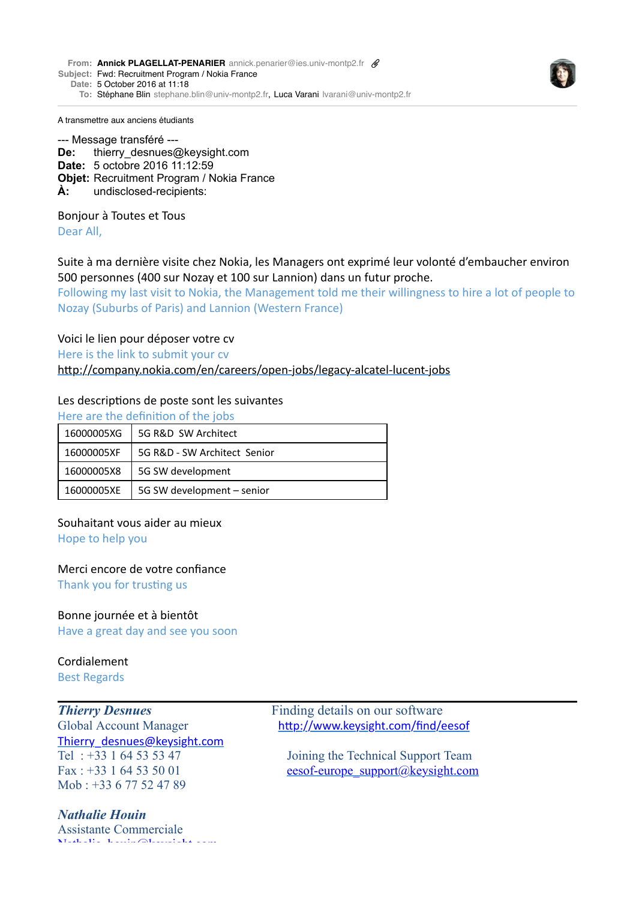**From:** **Annick PLAGELLAT-PENARIER** annick.penarier@ies.univ-montp2.fr
**Subject:** Fwd: Recruitment Program / Nokia France
**Date:** 5 October 2016 at 11:18
**To:** Stéphane Blin stephane.blin@univ-montp2.fr, Luca Varani lvarani@univ-montp2.fr

A transmettre aux anciens étudiants

--- Message transféré ---
**De:** thierry_desnues@keysight.com
**Date:** 5 octobre 2016 11:12:59
**Objet:** Recruitment Program / Nokia France
**À:** undisclosed-recipients:

Bonjour à Toutes et Tous
Dear All,

Suite à ma dernière visite chez Nokia, les Managers ont exprimé leur volonté d'embaucher environ 500 personnes (400 sur Nozay et 100 sur Lannion) dans un futur proche.
Following my last visit to Nokia, the Management told me their willingness to hire a lot of people to Nozay (Suburbs of Paris) and Lannion (Western France)

Voici le lien pour déposer votre cv
Here is the link to submit your cv
http://company.nokia.com/en/careers/open-jobs/legacy-alcatel-lucent-jobs

Les descriptions de poste sont les suivantes
Here are the definition of the jobs

| | |
|---|---|
| 16000005XG | 5G R&D SW Architect |
| 16000005XF | 5G R&D - SW Architect Senior |
| 16000005X8 | 5G SW development |
| 16000005XE | 5G SW development – senior |

Souhaitant vous aider au mieux
Hope to help you

Merci encore de votre confiance
Thank you for trusting us

Bonne journée et à bientôt
Have a great day and see you soon

Cordialement
Best Regards

***Thierry Desnues***
Global Account Manager
Thierry_desnues@keysight.com
Tel : +33 1 64 53 53 47
Fax : +33 1 64 53 50 01
Mob : +33 6 77 52 47 89

Finding details on our software
http://www.keysight.com/find/eesof

Joining the Technical Support Team
eesof-europe_support@keysight.com

***Nathalie Houin***
Assistante Commerciale
Nathalie_houin@keysight.com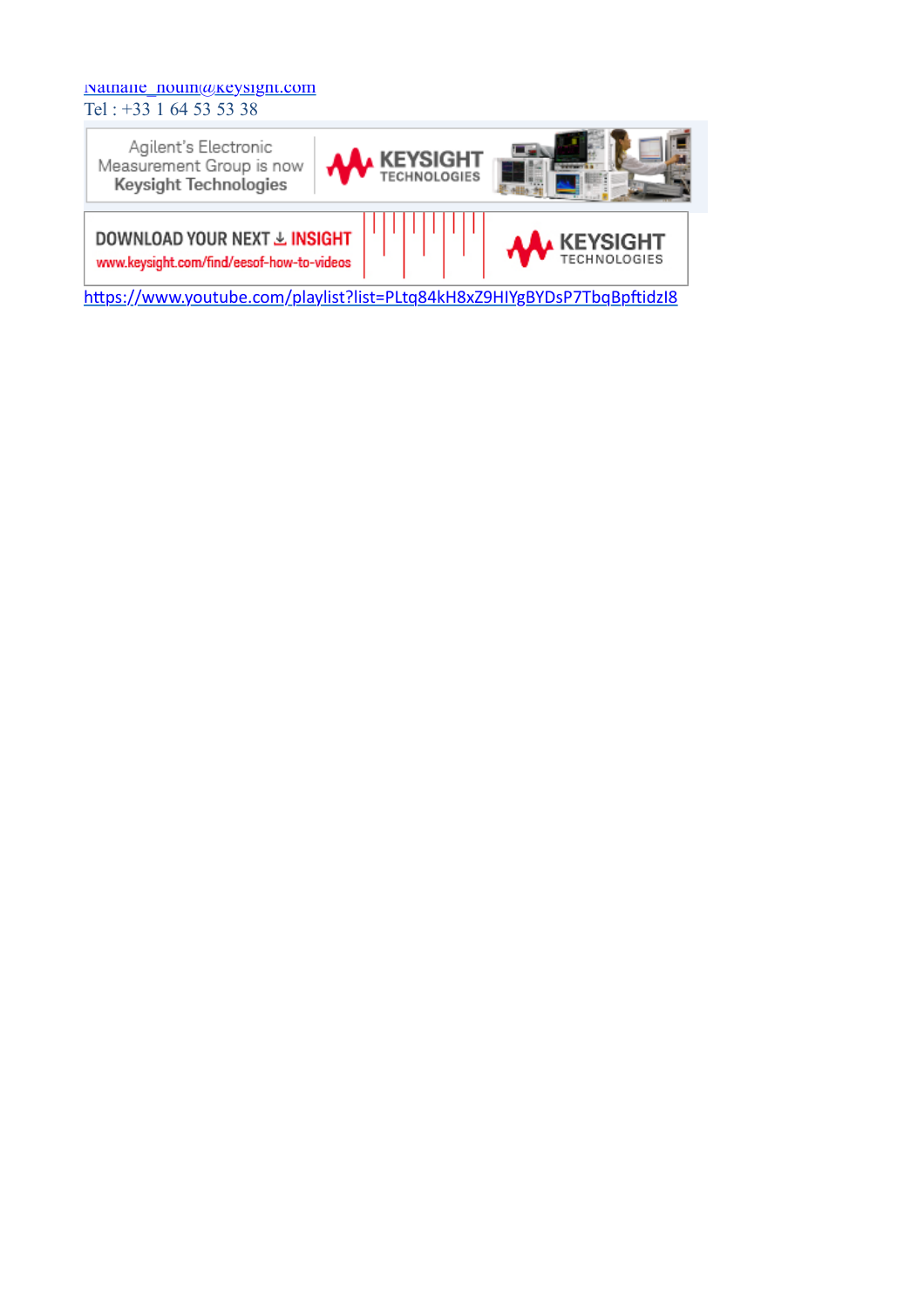Nathalie_nouin@keysight.com
Tel : +33 1 64 53 53 38

Agilent's Electronic Measurement Group is now Keysight Technologies

KEYSIGHT TECHNOLOGIES

DOWNLOAD YOUR NEXT INSIGHT
www.keysight.com/find/eesof-how-to-videos

KEYSIGHT TECHNOLOGIES

https://www.youtube.com/playlist?list=PLtq84kH8xZ9HIYgBYDsP7TbqBpftidzI8